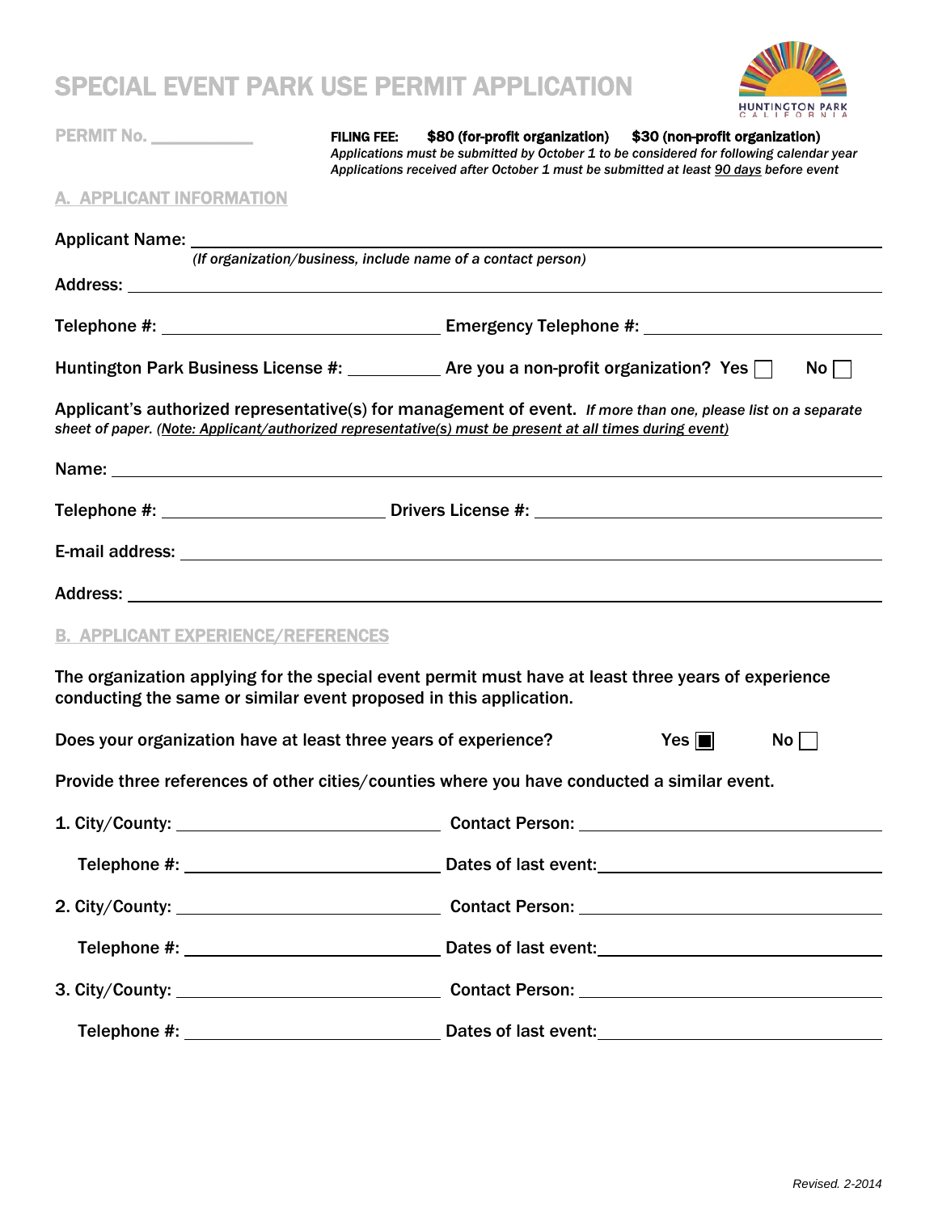# SPECIAL EVENT PARK USE PERMIT APPLICATION

HUNTINGTON PARK CALIFORNIA

**PERMIT No.** ___________

**FILING FEE:** **$80 (for-profit organization)** **$30 (non-profit organization)**
*Applications must be submitted by October 1 to be considered for following calendar year*
*Applications received after October 1 must be submitted at least 90 days before event*

## A. APPLICANT INFORMATION

Applicant Name: ______________________________________________
*(If organization/business, include name of a contact person)*

Address: ______________________________________________

Telephone #: ______________________ Emergency Telephone #: ______________________

Huntington Park Business License #: __________ Are you a non-profit organization? Yes ☐ No ☐

Applicant's authorized representative(s) for management of event. *If more than one, please list on a separate sheet of paper. (Note: Applicant/authorized representative(s) must be present at all times during event)*

Name: ______________________________________________

Telephone #: ______________________ Drivers License #: ______________________

E-mail address: ______________________________________________

Address: ______________________________________________

## B. APPLICANT EXPERIENCE/REFERENCES

The organization applying for the special event permit must have at least three years of experience conducting the same or similar event proposed in this application.

Does your organization have at least three years of experience? Yes ■ No ☐

Provide three references of other cities/counties where you have conducted a similar event.

1. City/County: ______________________ Contact Person: ______________________

   Telephone #: ______________________ Dates of last event: ______________________

2. City/County: ______________________ Contact Person: ______________________

   Telephone #: ______________________ Dates of last event: ______________________

3. City/County: ______________________ Contact Person: ______________________

   Telephone #: ______________________ Dates of last event: ______________________

*Revised. 2-2014*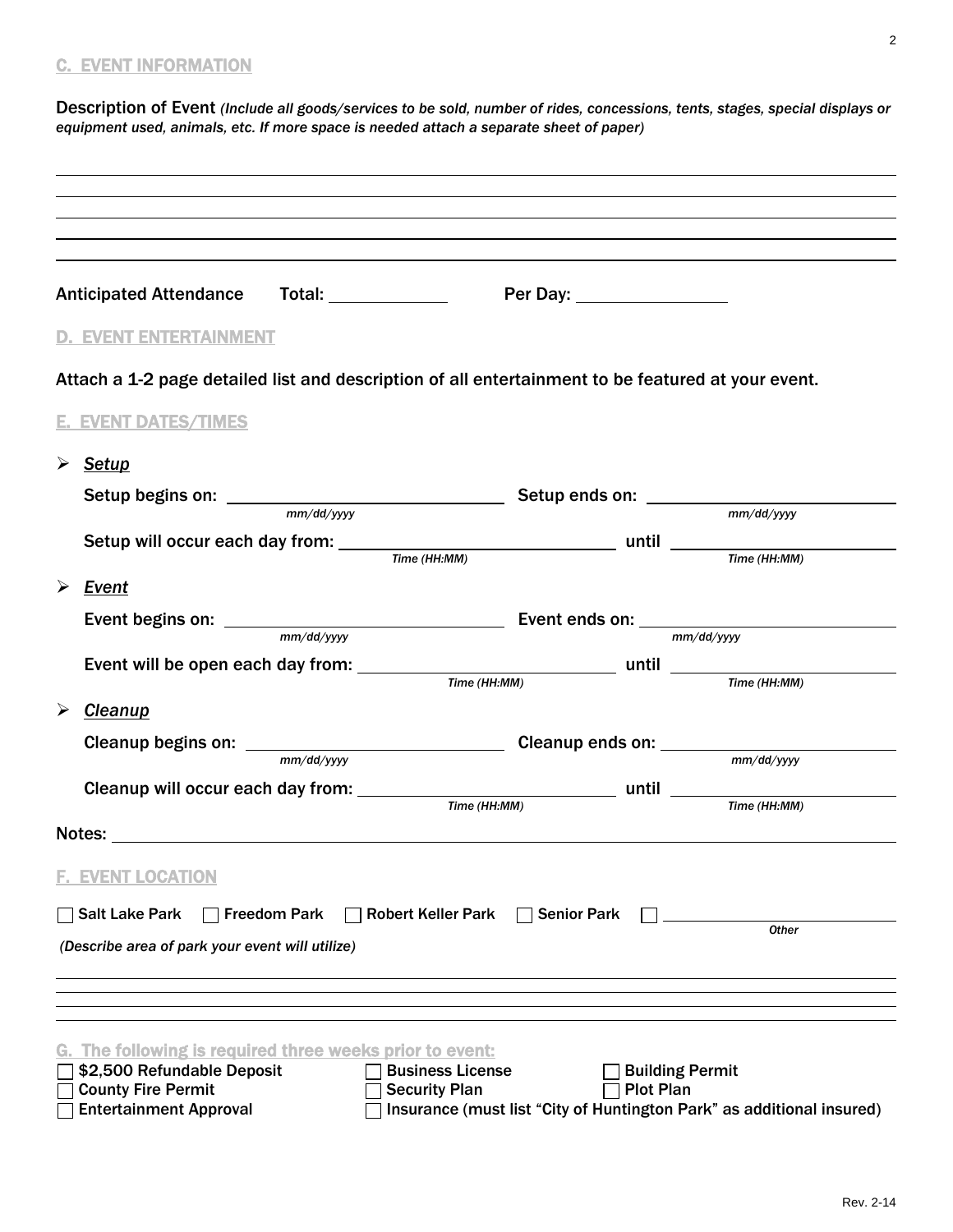## C. EVENT INFORMATION

Description of Event *(Include all goods/services to be sold, number of rides, concessions, tents, stages, special displays or equipment used, animals, etc. If more space is needed attach a separate sheet of paper)*

\_\_\_\_\_\_\_\_\_\_\_\_\_\_\_\_\_\_\_\_\_\_\_\_\_\_\_\_\_\_\_\_\_\_\_\_\_\_\_\_\_\_\_\_\_\_\_\_\_\_\_\_\_\_\_\_\_\_\_\_\_\_\_\_\_\_\_\_\_\_\_\_\_\_

\_\_\_\_\_\_\_\_\_\_\_\_\_\_\_\_\_\_\_\_\_\_\_\_\_\_\_\_\_\_\_\_\_\_\_\_\_\_\_\_\_\_\_\_\_\_\_\_\_\_\_\_\_\_\_\_\_\_\_\_\_\_\_\_\_\_\_\_\_\_\_\_\_\_

\_\_\_\_\_\_\_\_\_\_\_\_\_\_\_\_\_\_\_\_\_\_\_\_\_\_\_\_\_\_\_\_\_\_\_\_\_\_\_\_\_\_\_\_\_\_\_\_\_\_\_\_\_\_\_\_\_\_\_\_\_\_\_\_\_\_\_\_\_\_\_\_\_\_

\_\_\_\_\_\_\_\_\_\_\_\_\_\_\_\_\_\_\_\_\_\_\_\_\_\_\_\_\_\_\_\_\_\_\_\_\_\_\_\_\_\_\_\_\_\_\_\_\_\_\_\_\_\_\_\_\_\_\_\_\_\_\_\_\_\_\_\_\_\_\_\_\_\_

\_\_\_\_\_\_\_\_\_\_\_\_\_\_\_\_\_\_\_\_\_\_\_\_\_\_\_\_\_\_\_\_\_\_\_\_\_\_\_\_\_\_\_\_\_\_\_\_\_\_\_\_\_\_\_\_\_\_\_\_\_\_\_\_\_\_\_\_\_\_\_\_\_\_

Anticipated Attendance Total: \_\_\_\_\_\_\_\_\_\_ Per Day: \_\_\_\_\_\_\_\_\_\_\_\_

## D. EVENT ENTERTAINMENT

Attach a 1-2 page detailed list and description of all entertainment to be featured at your event.

## E. EVENT DATES/TIMES

- ***Setup***

  Setup begins on: \_\_\_\_\_\_\_\_\_\_\_\_\_\_ *mm/dd/yyyy* Setup ends on: \_\_\_\_\_\_\_\_\_\_\_\_\_\_ *mm/dd/yyyy*

  Setup will occur each day from: \_\_\_\_\_\_\_\_\_\_\_\_\_\_ *Time (HH:MM)* until \_\_\_\_\_\_\_\_\_\_\_\_\_\_ *Time (HH:MM)*

- ***Event***

  Event begins on: \_\_\_\_\_\_\_\_\_\_\_\_\_\_ *mm/dd/yyyy* Event ends on: \_\_\_\_\_\_\_\_\_\_\_\_\_\_ *mm/dd/yyyy*

  Event will be open each day from: \_\_\_\_\_\_\_\_\_\_\_\_\_\_ *Time (HH:MM)* until \_\_\_\_\_\_\_\_\_\_\_\_\_\_ *Time (HH:MM)*

- ***Cleanup***

  Cleanup begins on: \_\_\_\_\_\_\_\_\_\_\_\_\_\_ *mm/dd/yyyy* Cleanup ends on: \_\_\_\_\_\_\_\_\_\_\_\_\_\_ *mm/dd/yyyy*

  Cleanup will occur each day from: \_\_\_\_\_\_\_\_\_\_\_\_\_\_ *Time (HH:MM)* until \_\_\_\_\_\_\_\_\_\_\_\_\_\_ *Time (HH:MM)*

Notes: \_\_\_\_\_\_\_\_\_\_\_\_\_\_\_\_\_\_\_\_\_\_\_\_\_\_\_\_\_\_\_\_\_\_\_\_\_\_\_\_\_\_\_\_\_\_\_\_\_\_\_\_\_\_\_\_\_\_\_\_\_\_\_\_\_\_

## F. EVENT LOCATION

☐ Salt Lake Park ☐ Freedom Park ☐ Robert Keller Park ☐ Senior Park ☐ \_\_\_\_\_\_\_\_\_\_\_\_\_\_ *Other*

*(Describe area of park your event will utilize)*

\_\_\_\_\_\_\_\_\_\_\_\_\_\_\_\_\_\_\_\_\_\_\_\_\_\_\_\_\_\_\_\_\_\_\_\_\_\_\_\_\_\_\_\_\_\_\_\_\_\_\_\_\_\_\_\_\_\_\_\_\_\_\_\_\_\_\_\_\_\_\_\_\_\_

\_\_\_\_\_\_\_\_\_\_\_\_\_\_\_\_\_\_\_\_\_\_\_\_\_\_\_\_\_\_\_\_\_\_\_\_\_\_\_\_\_\_\_\_\_\_\_\_\_\_\_\_\_\_\_\_\_\_\_\_\_\_\_\_\_\_\_\_\_\_\_\_\_\_

\_\_\_\_\_\_\_\_\_\_\_\_\_\_\_\_\_\_\_\_\_\_\_\_\_\_\_\_\_\_\_\_\_\_\_\_\_\_\_\_\_\_\_\_\_\_\_\_\_\_\_\_\_\_\_\_\_\_\_\_\_\_\_\_\_\_\_\_\_\_\_\_\_\_

\_\_\_\_\_\_\_\_\_\_\_\_\_\_\_\_\_\_\_\_\_\_\_\_\_\_\_\_\_\_\_\_\_\_\_\_\_\_\_\_\_\_\_\_\_\_\_\_\_\_\_\_\_\_\_\_\_\_\_\_\_\_\_\_\_\_\_\_\_\_\_\_\_\_

## G. The following is required three weeks prior to event:

☐ $2,500 Refundable Deposit ☐ Business License ☐ Building Permit

☐ County Fire Permit ☐ Security Plan ☐ Plot Plan

☐ Entertainment Approval ☐ Insurance (must list "City of Huntington Park" as additional insured)

Rev. 2-14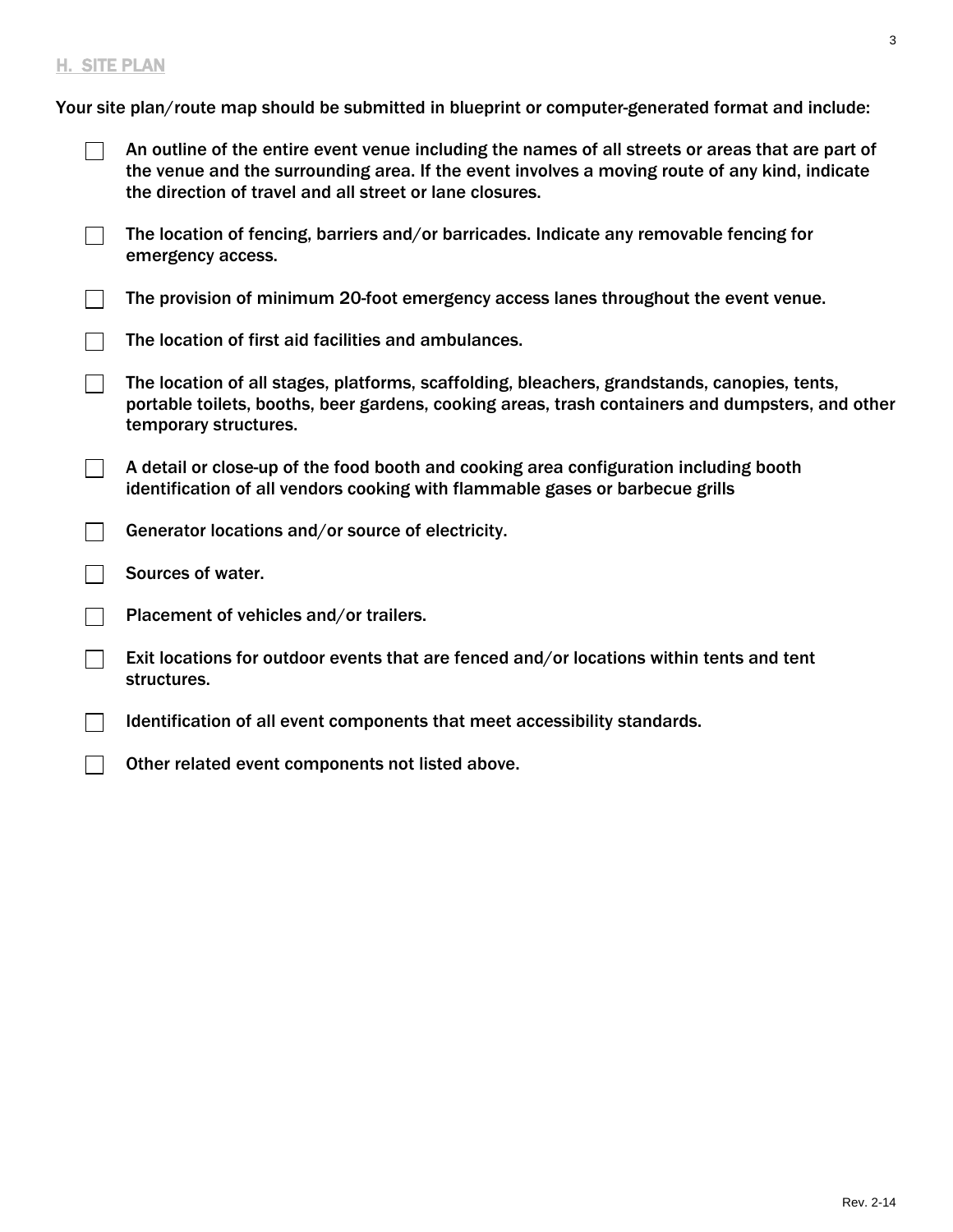## H. SITE PLAN

Your site plan/route map should be submitted in blueprint or computer-generated format and include:

- [ ] An outline of the entire event venue including the names of all streets or areas that are part of the venue and the surrounding area. If the event involves a moving route of any kind, indicate the direction of travel and all street or lane closures.
- [ ] The location of fencing, barriers and/or barricades. Indicate any removable fencing for emergency access.
- [ ] The provision of minimum 20-foot emergency access lanes throughout the event venue.
- [ ] The location of first aid facilities and ambulances.
- [ ] The location of all stages, platforms, scaffolding, bleachers, grandstands, canopies, tents, portable toilets, booths, beer gardens, cooking areas, trash containers and dumpsters, and other temporary structures.
- [ ] A detail or close-up of the food booth and cooking area configuration including booth identification of all vendors cooking with flammable gases or barbecue grills
- [ ] Generator locations and/or source of electricity.
- [ ] Sources of water.
- [ ] Placement of vehicles and/or trailers.
- [ ] Exit locations for outdoor events that are fenced and/or locations within tents and tent structures.
- [ ] Identification of all event components that meet accessibility standards.
- [ ] Other related event components not listed above.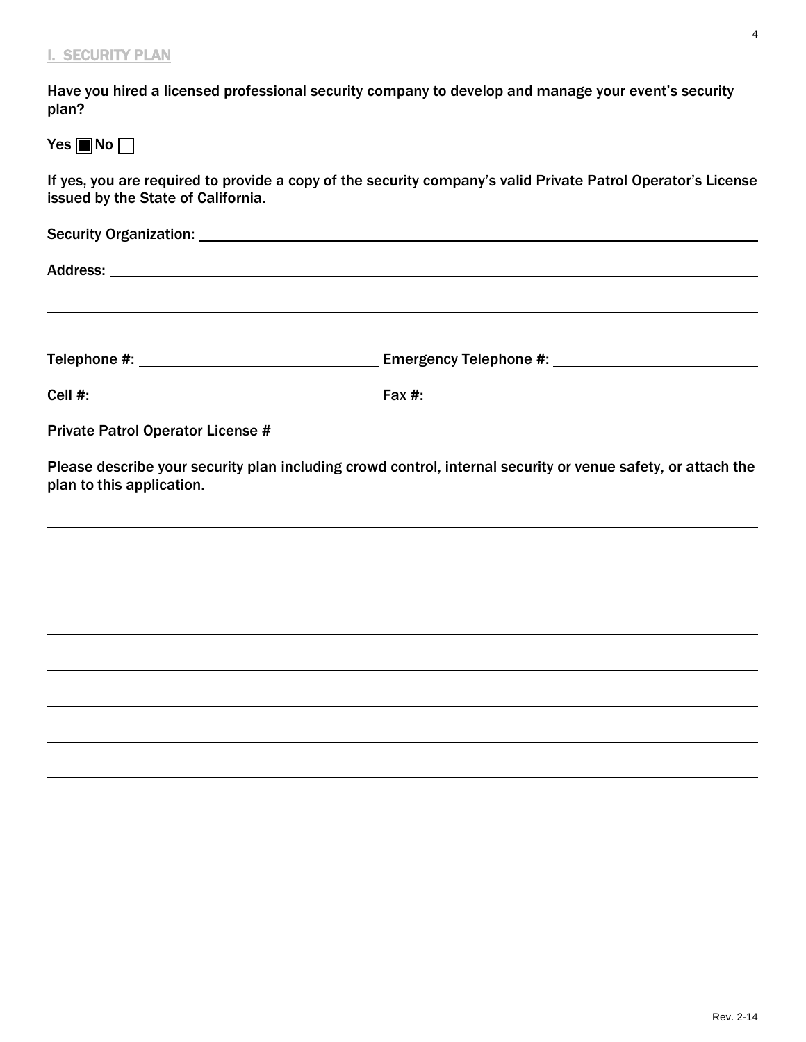## I. SECURITY PLAN

**Have you hired a licensed professional security company to develop and manage your event's security plan?**

**Yes ☒ No ☐**

**If yes, you are required to provide a copy of the security company's valid Private Patrol Operator's License issued by the State of California.**

Security Organization: ______________________________

Address: ______________________________

______________________________

Telephone #: ______________ Emergency Telephone #: ______________

Cell #: ______________ Fax #: ______________

Private Patrol Operator License # ______________________________

Please describe your security plan including crowd control, internal security or venue safety, or attach the plan to this application.

______________________________

______________________________

______________________________

______________________________

______________________________

______________________________

______________________________

______________________________

Rev. 2-14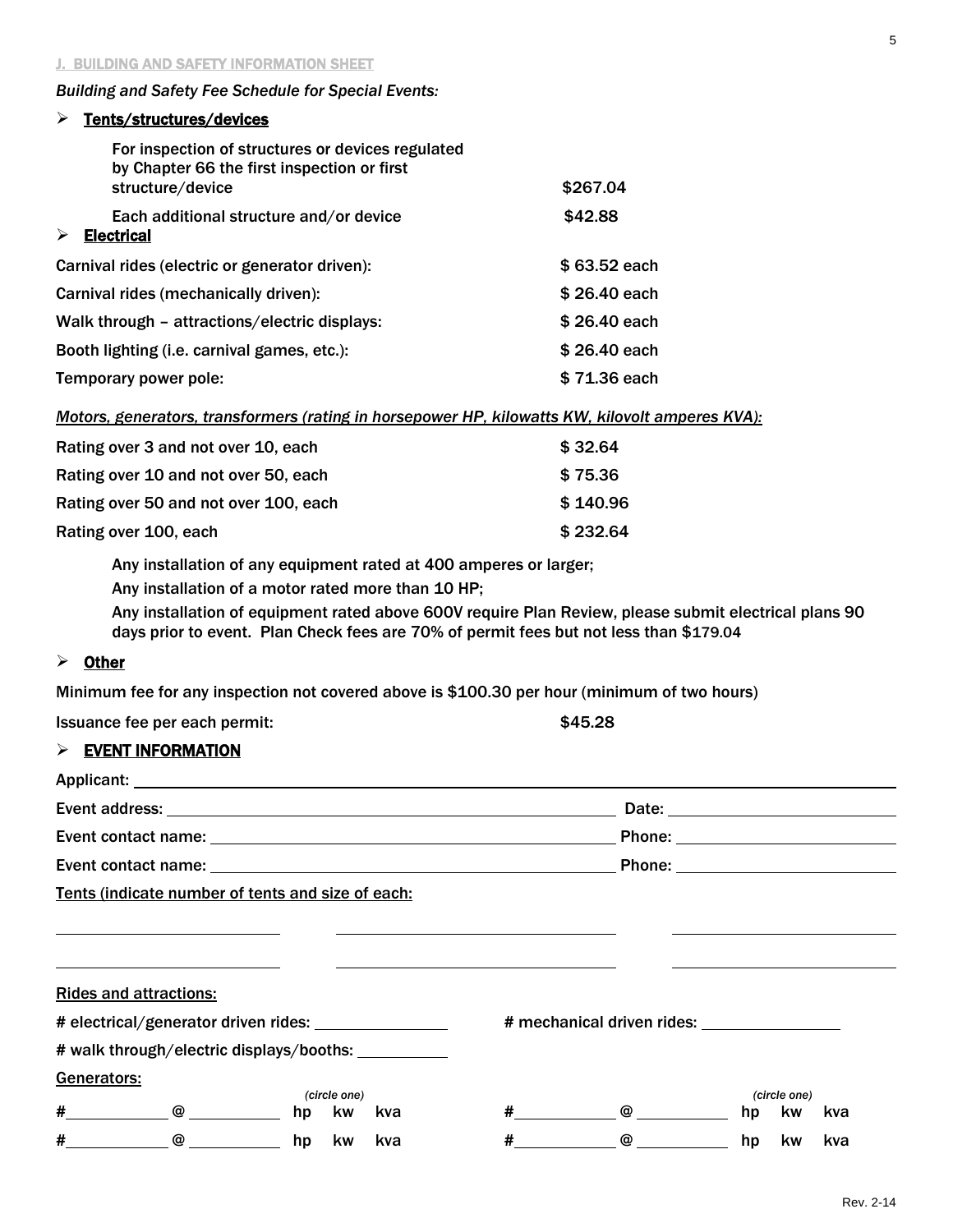## J. BUILDING AND SAFETY INFORMATION SHEET

*Building and Safety Fee Schedule for Special Events:*

- **Tents/structures/devices**

| | |
|---|---|
| For inspection of structures or devices regulated by Chapter 66 the first inspection or first structure/device | $267.04 |
| Each additional structure and/or device | $42.88 |

- **Electrical**

| | |
|---|---|
| Carnival rides (electric or generator driven): | $ 63.52 each |
| Carnival rides (mechanically driven): | $ 26.40 each |
| Walk through – attractions/electric displays: | $ 26.40 each |
| Booth lighting (i.e. carnival games, etc.): | $ 26.40 each |
| Temporary power pole: | $ 71.36 each |

*Motors, generators, transformers (rating in horsepower HP, kilowatts KW, kilovolt amperes KVA):*

| | |
|---|---|
| Rating over 3 and not over 10, each | $ 32.64 |
| Rating over 10 and not over 50, each | $ 75.36 |
| Rating over 50 and not over 100, each | $ 140.96 |
| Rating over 100, each | $ 232.64 |

Any installation of any equipment rated at 400 amperes or larger;

Any installation of a motor rated more than 10 HP;

Any installation of equipment rated above 600V require Plan Review, please submit electrical plans 90 days prior to event. Plan Check fees are 70% of permit fees but not less than $179.04

- **Other**

Minimum fee for any inspection not covered above is $100.30 per hour (minimum of two hours)

Issuance fee per each permit: $45.28

- **EVENT INFORMATION**

Applicant: ______________________________

Event address: ______________________________ Date: ______________

Event contact name: ______________________________ Phone: ______________

Event contact name: ______________________________ Phone: ______________

Tents (indicate number of tents and size of each:

______________ ______________ ______________

______________ ______________ ______________

Rides and attractions:

# electrical/generator driven rides: __________ # mechanical driven rides: __________

# walk through/electric displays/booths: __________

Generators:

# ________ @ ________ hp kw kva *(circle one)* # ________ @ ________ hp kw kva *(circle one)*

# ________ @ ________ hp kw kva # ________ @ ________ hp kw kva

Rev. 2-14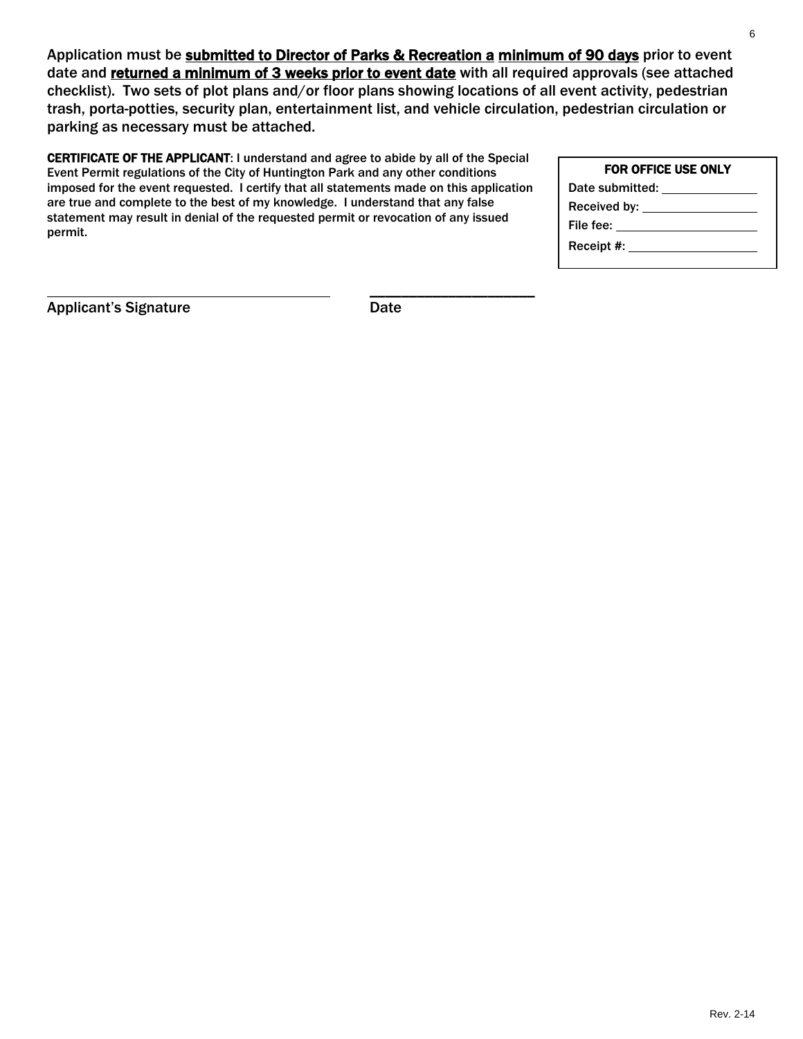Application must be **submitted to Director of Parks & Recreation a minimum of 90 days** prior to event date and **returned a minimum of 3 weeks prior to event date** with all required approvals (see attached checklist). Two sets of plot plans and/or floor plans showing locations of all event activity, pedestrian trash, porta-potties, security plan, entertainment list, and vehicle circulation, pedestrian circulation or parking as necessary must be attached.

**CERTIFICATE OF THE APPLICANT**: I understand and agree to abide by all of the Special Event Permit regulations of the City of Huntington Park and any other conditions imposed for the event requested. I certify that all statements made on this application are true and complete to the best of my knowledge. I understand that any false statement may result in denial of the requested permit or revocation of any issued permit.

| **FOR OFFICE USE ONLY** |
| --- |
| Date submitted: ______________ |
| Received by: ______________ |
| File fee: ______________ |
| Receipt #: ______________ |

______________________________ ______________________

Applicant's Signature Date

Rev. 2-14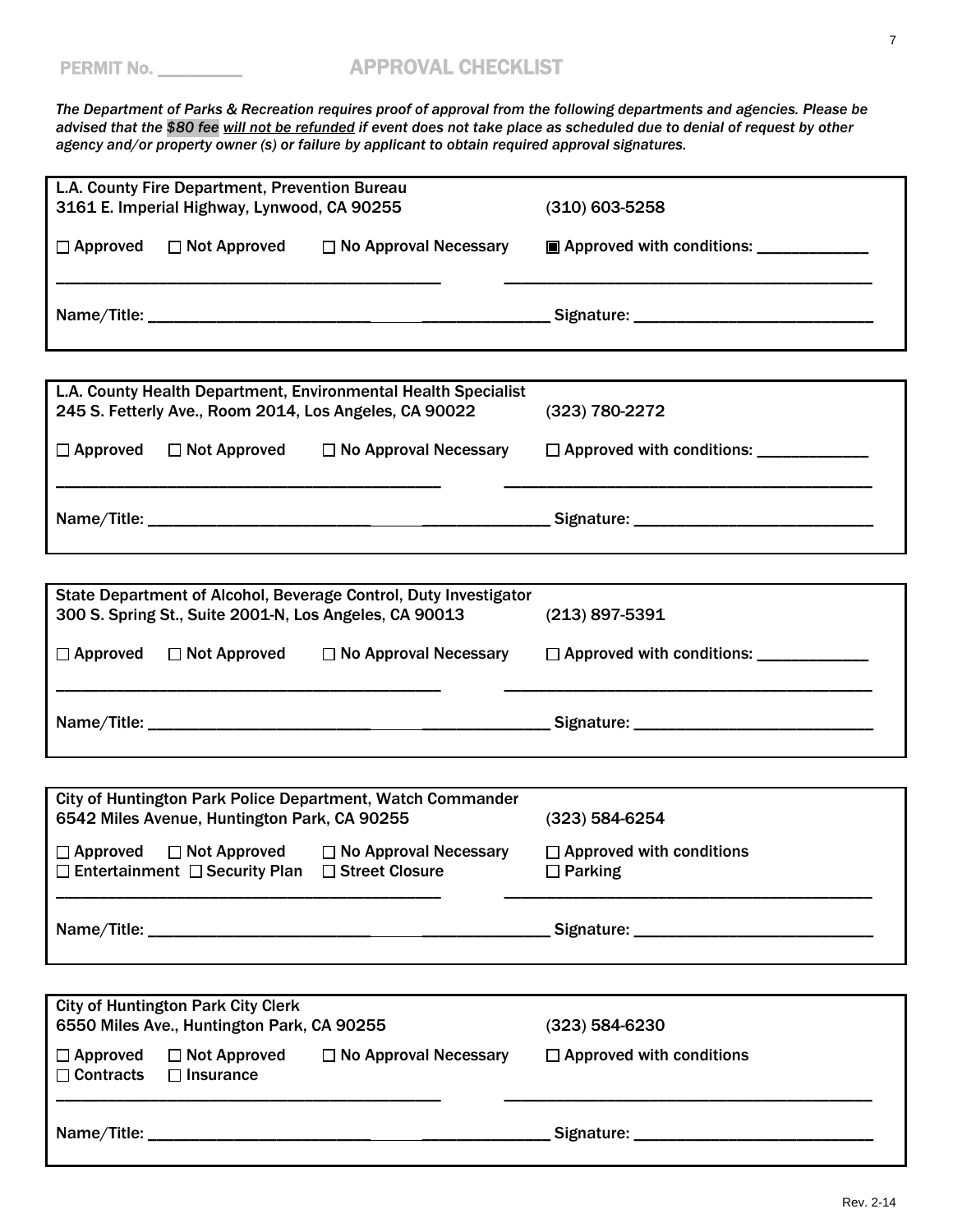PERMIT No. _________ **APPROVAL CHECKLIST**

*The Department of Parks & Recreation requires proof of approval from the following departments and agencies. Please be advised that the $80 fee will not be refunded if event does not take place as scheduled due to denial of request by other agency and/or property owner (s) or failure by applicant to obtain required approval signatures.*

---

**L.A. County Fire Department, Prevention Bureau**
**3161 E. Imperial Highway, Lynwood, CA 90255** (310) 603-5258

☐ Approved ☐ Not Approved ☐ No Approval Necessary ■ Approved with conditions: _____________

_____________________________________________ _____________________________________________

Name/Title: __________________________ _______________ Signature: ___________________________

---

**L.A. County Health Department, Environmental Health Specialist**
**245 S. Fetterly Ave., Room 2014, Los Angeles, CA 90022** (323) 780-2272

☐ Approved ☐ Not Approved ☐ No Approval Necessary ☐ Approved with conditions: _____________

_____________________________________________ _____________________________________________

Name/Title: __________________________ _______________ Signature: ___________________________

---

**State Department of Alcohol, Beverage Control, Duty Investigator**
**300 S. Spring St., Suite 2001-N, Los Angeles, CA 90013** (213) 897-5391

☐ Approved ☐ Not Approved ☐ No Approval Necessary ☐ Approved with conditions: _____________

_____________________________________________ _____________________________________________

Name/Title: __________________________ _______________ Signature: ___________________________

---

**City of Huntington Park Police Department, Watch Commander**
**6542 Miles Avenue, Huntington Park, CA 90255** (323) 584-6254

☐ Approved ☐ Not Approved ☐ No Approval Necessary ☐ Approved with conditions
☐ Entertainment ☐ Security Plan ☐ Street Closure ☐ Parking

_____________________________________________ _____________________________________________

Name/Title: __________________________ _______________ Signature: ___________________________

---

**City of Huntington Park City Clerk**
**6550 Miles Ave., Huntington Park, CA 90255** (323) 584-6230

☐ Approved ☐ Not Approved ☐ No Approval Necessary ☐ Approved with conditions
☐ Contracts ☐ Insurance

_____________________________________________ _____________________________________________

Name/Title: __________________________ _______________ Signature: ___________________________

Rev. 2-14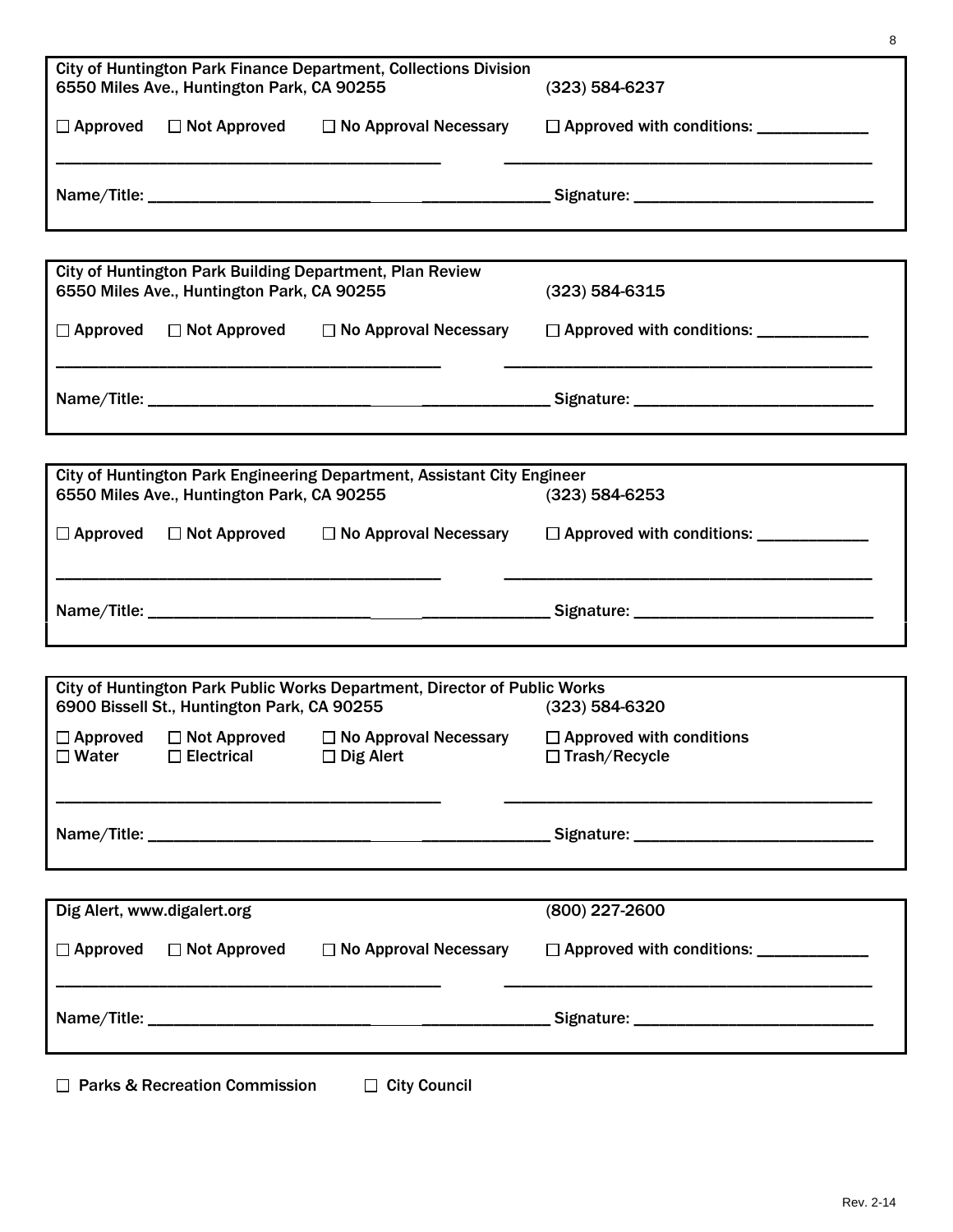City of Huntington Park Finance Department, Collections Division
6550 Miles Ave., Huntington Park, CA 90255 (323) 584-6237

☐ Approved ☐ Not Approved ☐ No Approval Necessary ☐ Approved with conditions: ____________

__________________________________________ __________________________________________

Name/Title: ______________________________________ Signature: ___________________________

City of Huntington Park Building Department, Plan Review
6550 Miles Ave., Huntington Park, CA 90255 (323) 584-6315

☐ Approved ☐ Not Approved ☐ No Approval Necessary ☐ Approved with conditions: ____________

__________________________________________ __________________________________________

Name/Title: ______________________________________ Signature: ___________________________

City of Huntington Park Engineering Department, Assistant City Engineer
6550 Miles Ave., Huntington Park, CA 90255 (323) 584-6253

☐ Approved ☐ Not Approved ☐ No Approval Necessary ☐ Approved with conditions: ____________

__________________________________________ __________________________________________

Name/Title: ______________________________________ Signature: ___________________________

City of Huntington Park Public Works Department, Director of Public Works
6900 Bissell St., Huntington Park, CA 90255 (323) 584-6320

☐ Approved ☐ Not Approved ☐ No Approval Necessary ☐ Approved with conditions
☐ Water ☐ Electrical ☐ Dig Alert ☐ Trash/Recycle

__________________________________________ __________________________________________

Name/Title: ______________________________________ Signature: ___________________________

Dig Alert, www.digalert.org (800) 227-2600

☐ Approved ☐ Not Approved ☐ No Approval Necessary ☐ Approved with conditions: ____________

__________________________________________ __________________________________________

Name/Title: ______________________________________ Signature: ___________________________

☐ Parks & Recreation Commission ☐ City Council

Rev. 2-14